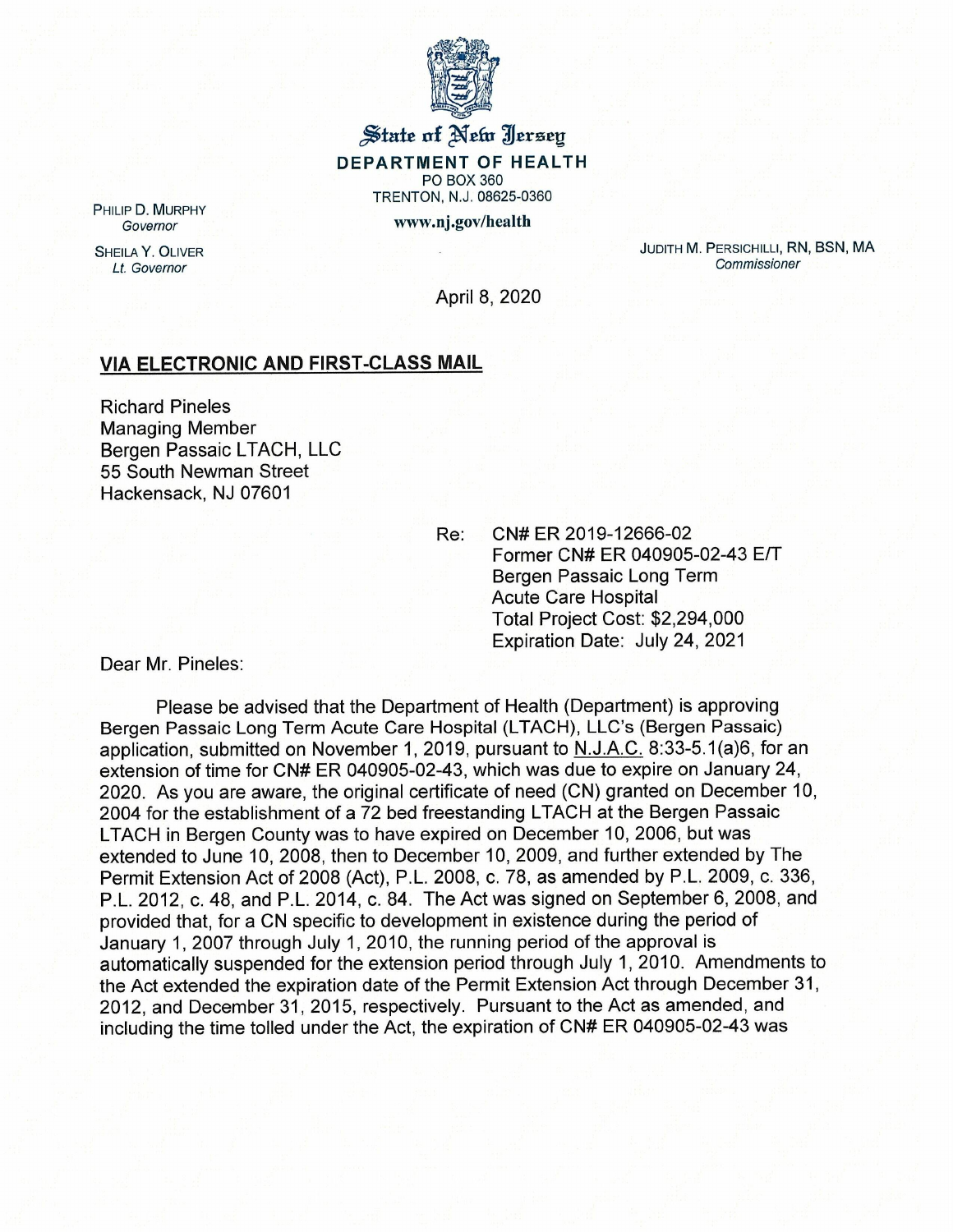State of New Jersey

**DEPARTMENT OF HEALTH**

PO BOX 360

TRENTON, N.J. 08625-0360

www.nj.gov/health

PHILIP D. MURPHY
*Governor*

SHEILA Y. OLIVER
*Lt. Governor*

JUDITH M. PERSICHILLI, RN, BSN, MA
*Commissioner*

April 8, 2020

**VIA ELECTRONIC AND FIRST-CLASS MAIL**

Richard Pineles
Managing Member
Bergen Passaic LTACH, LLC
55 South Newman Street
Hackensack, NJ 07601

Re: CN# ER 2019-12666-02
Former CN# ER 040905-02-43 E/T
Bergen Passaic Long Term
Acute Care Hospital
Total Project Cost: $2,294,000
Expiration Date: July 24, 2021

Dear Mr. Pineles:

Please be advised that the Department of Health (Department) is approving Bergen Passaic Long Term Acute Care Hospital (LTACH), LLC's (Bergen Passaic) application, submitted on November 1, 2019, pursuant to N.J.A.C. 8:33-5.1(a)6, for an extension of time for CN# ER 040905-02-43, which was due to expire on January 24, 2020. As you are aware, the original certificate of need (CN) granted on December 10, 2004 for the establishment of a 72 bed freestanding LTACH at the Bergen Passaic LTACH in Bergen County was to have expired on December 10, 2006, but was extended to June 10, 2008, then to December 10, 2009, and further extended by The Permit Extension Act of 2008 (Act), P.L. 2008, c. 78, as amended by P.L. 2009, c. 336, P.L. 2012, c. 48, and P.L. 2014, c. 84. The Act was signed on September 6, 2008, and provided that, for a CN specific to development in existence during the period of January 1, 2007 through July 1, 2010, the running period of the approval is automatically suspended for the extension period through July 1, 2010. Amendments to the Act extended the expiration date of the Permit Extension Act through December 31, 2012, and December 31, 2015, respectively. Pursuant to the Act as amended, and including the time tolled under the Act, the expiration of CN# ER 040905-02-43 was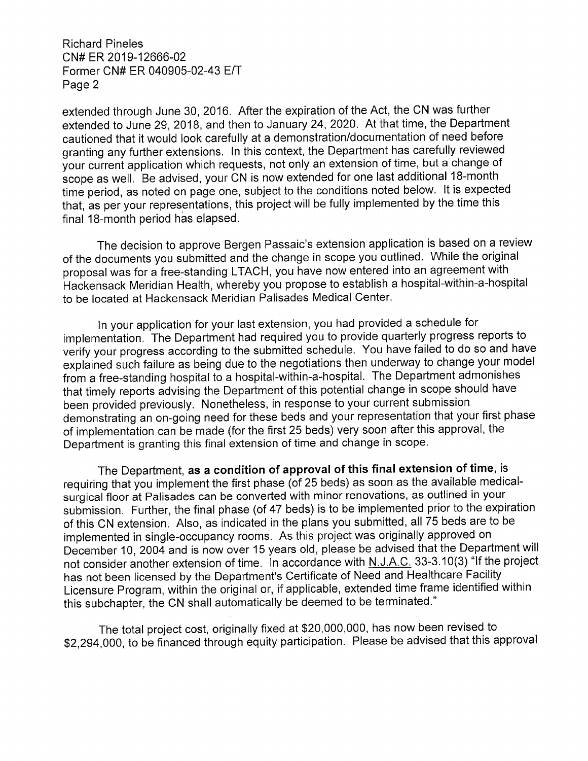extended through June 30, 2016. After the expiration of the Act, the CN was further extended to June 29, 2018, and then to January 24, 2020. At that time, the Department cautioned that it would look carefully at a demonstration/documentation of need before granting any further extensions. In this context, the Department has carefully reviewed your current application which requests, not only an extension of time, but a change of scope as well. Be advised, your CN is now extended for one last additional 18-month time period, as noted on page one, subject to the conditions noted below. It is expected that, as per your representations, this project will be fully implemented by the time this final 18-month period has elapsed.

The decision to approve Bergen Passaic's extension application is based on a review of the documents you submitted and the change in scope you outlined. While the original proposal was for a free-standing LTACH, you have now entered into an agreement with Hackensack Meridian Health, whereby you propose to establish a hospital-within-a-hospital to be located at Hackensack Meridian Palisades Medical Center.

In your application for your last extension, you had provided a schedule for implementation. The Department had required you to provide quarterly progress reports to verify your progress according to the submitted schedule. You have failed to do so and have explained such failure as being due to the negotiations then underway to change your model from a free-standing hospital to a hospital-within-a-hospital. The Department admonishes that timely reports advising the Department of this potential change in scope should have been provided previously. Nonetheless, in response to your current submission demonstrating an on-going need for these beds and your representation that your first phase of implementation can be made (for the first 25 beds) very soon after this approval, the Department is granting this final extension of time and change in scope.

The Department, **as a condition of approval of this final extension of time**, is requiring that you implement the first phase (of 25 beds) as soon as the available medical-surgical floor at Palisades can be converted with minor renovations, as outlined in your submission. Further, the final phase (of 47 beds) is to be implemented prior to the expiration of this CN extension. Also, as indicated in the plans you submitted, all 75 beds are to be implemented in single-occupancy rooms. As this project was originally approved on December 10, 2004 and is now over 15 years old, please be advised that the Department will not consider another extension of time. In accordance with N.J.A.C. 33-3.10(3) "If the project has not been licensed by the Department's Certificate of Need and Healthcare Facility Licensure Program, within the original or, if applicable, extended time frame identified within this subchapter, the CN shall automatically be deemed to be terminated."

The total project cost, originally fixed at $20,000,000, has now been revised to $2,294,000, to be financed through equity participation. Please be advised that this approval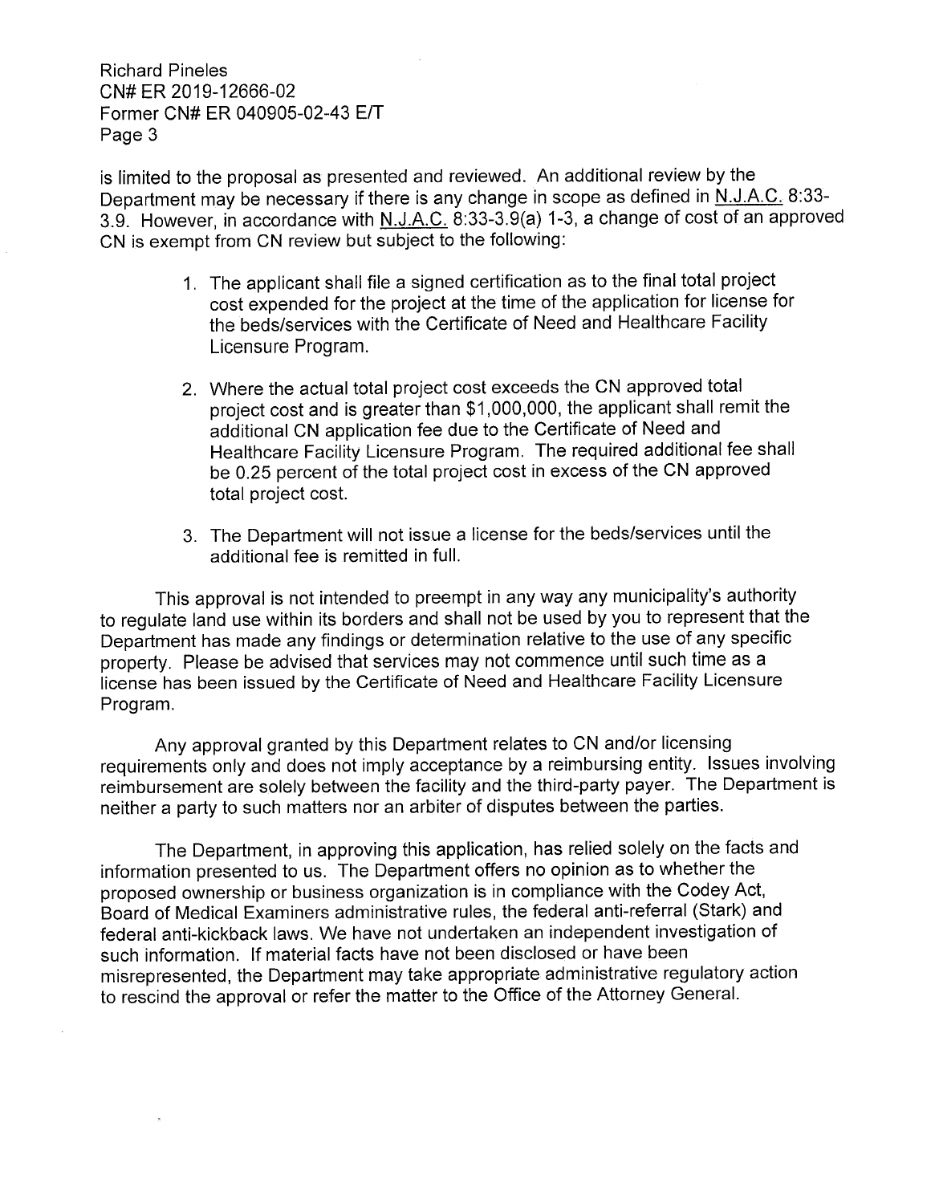is limited to the proposal as presented and reviewed. An additional review by the Department may be necessary if there is any change in scope as defined in N.J.A.C. 8:33-3.9. However, in accordance with N.J.A.C. 8:33-3.9(a) 1-3, a change of cost of an approved CN is exempt from CN review but subject to the following:

1. The applicant shall file a signed certification as to the final total project cost expended for the project at the time of the application for license for the beds/services with the Certificate of Need and Healthcare Facility Licensure Program.

2. Where the actual total project cost exceeds the CN approved total project cost and is greater than $1,000,000, the applicant shall remit the additional CN application fee due to the Certificate of Need and Healthcare Facility Licensure Program. The required additional fee shall be 0.25 percent of the total project cost in excess of the CN approved total project cost.

3. The Department will not issue a license for the beds/services until the additional fee is remitted in full.

This approval is not intended to preempt in any way any municipality's authority to regulate land use within its borders and shall not be used by you to represent that the Department has made any findings or determination relative to the use of any specific property. Please be advised that services may not commence until such time as a license has been issued by the Certificate of Need and Healthcare Facility Licensure Program.

Any approval granted by this Department relates to CN and/or licensing requirements only and does not imply acceptance by a reimbursing entity. Issues involving reimbursement are solely between the facility and the third-party payer. The Department is neither a party to such matters nor an arbiter of disputes between the parties.

The Department, in approving this application, has relied solely on the facts and information presented to us. The Department offers no opinion as to whether the proposed ownership or business organization is in compliance with the Codey Act, Board of Medical Examiners administrative rules, the federal anti-referral (Stark) and federal anti-kickback laws. We have not undertaken an independent investigation of such information. If material facts have not been disclosed or have been misrepresented, the Department may take appropriate administrative regulatory action to rescind the approval or refer the matter to the Office of the Attorney General.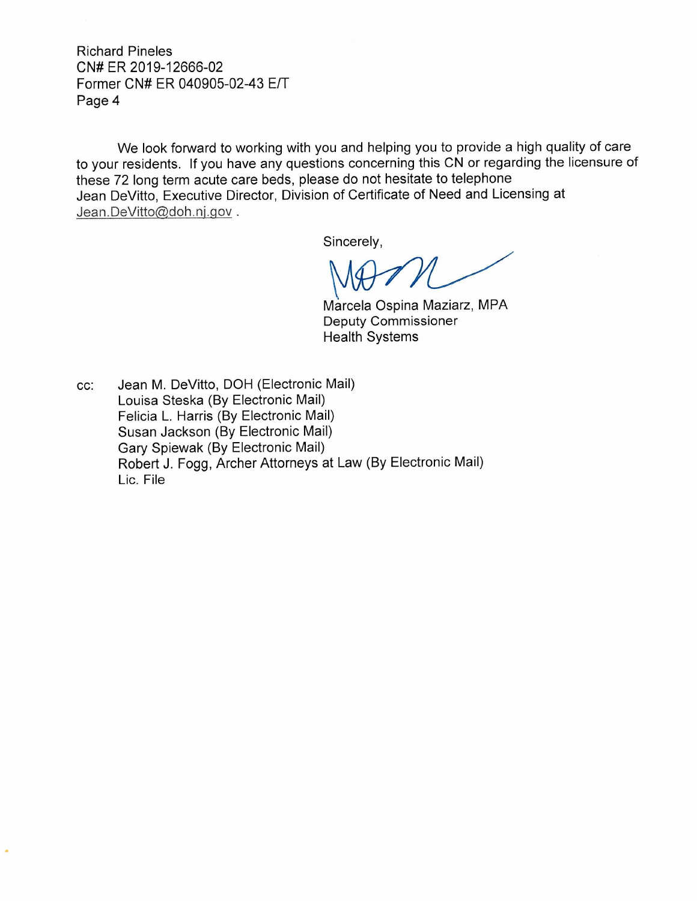Richard Pineles
CN# ER 2019-12666-02
Former CN# ER 040905-02-43 E/T

We look forward to working with you and helping you to provide a high quality of care to your residents. If you have any questions concerning this CN or regarding the licensure of these 72 long term acute care beds, please do not hesitate to telephone Jean DeVitto, Executive Director, Division of Certificate of Need and Licensing at Jean.DeVitto@doh.nj.gov .

Sincerely,

Marcela Ospina Maziarz, MPA
Deputy Commissioner
Health Systems

cc: Jean M. DeVitto, DOH (Electronic Mail)
Louisa Steska (By Electronic Mail)
Felicia L. Harris (By Electronic Mail)
Susan Jackson (By Electronic Mail)
Gary Spiewak (By Electronic Mail)
Robert J. Fogg, Archer Attorneys at Law (By Electronic Mail)
Lic. File